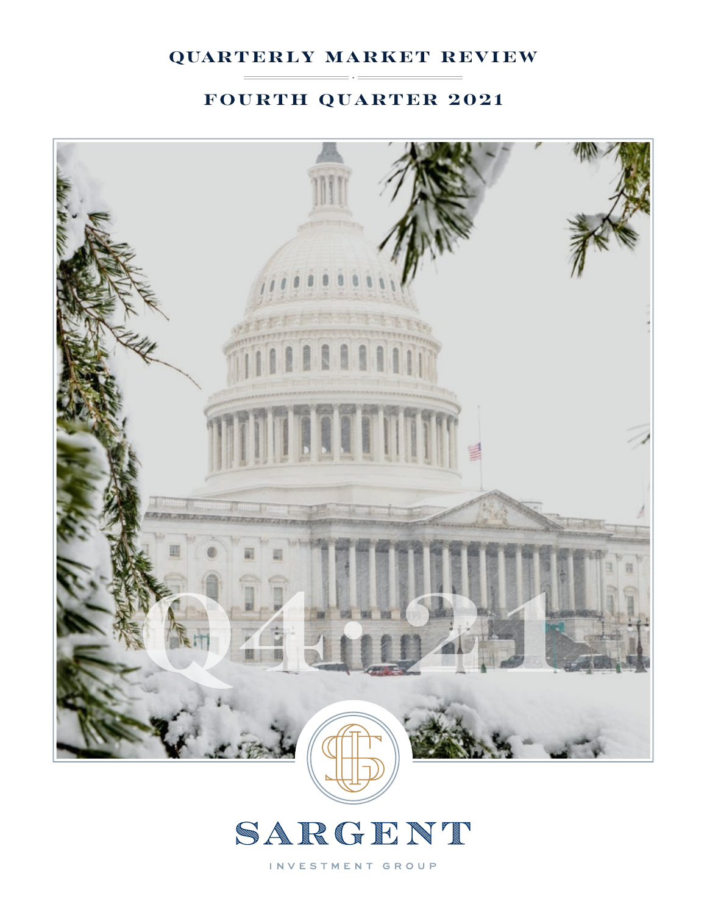# QUARTERLY MARKET REVIEW

## FOURTH QUARTER 2021

Q4·21

SARGENT

INVESTMENT GROUP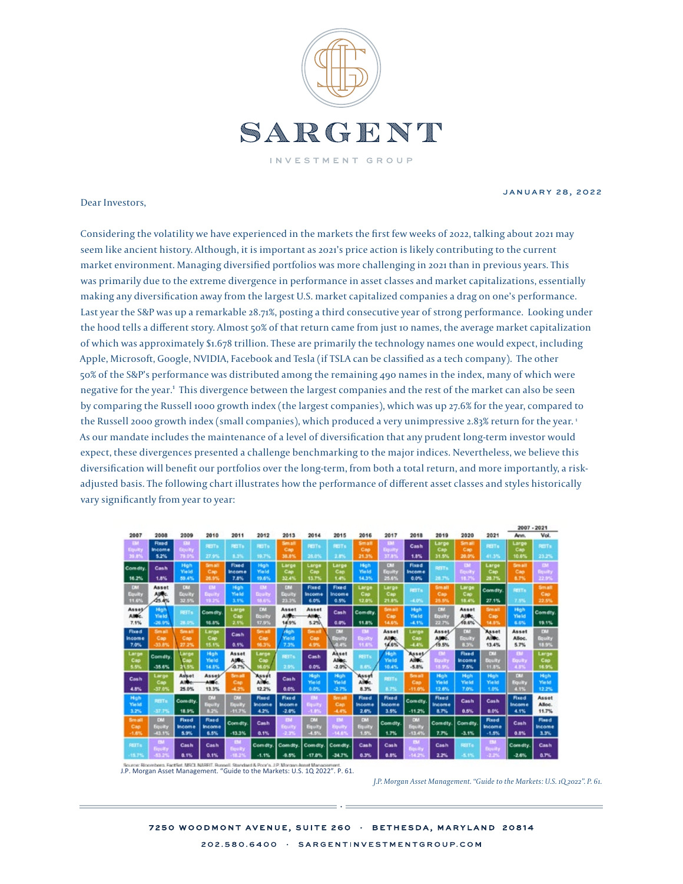# SARGENT

INVESTMENT GROUP

JANUARY 28, 2022

Dear Investors,

Considering the volatility we have experienced in the markets the first few weeks of 2022, talking about 2021 may seem like ancient history. Although, it is important as 2021's price action is likely contributing to the current market environment. Managing diversified portfolios was more challenging in 2021 than in previous years. This was primarily due to the extreme divergence in performance in asset classes and market capitalizations, essentially making any diversification away from the largest U.S. market capitalized companies a drag on one's performance. Last year the S&P was up a remarkable 28.71%, posting a third consecutive year of strong performance. Looking under the hood tells a different story. Almost 50% of that return came from just 10 names, the average market capitalization of which was approximately $1.678 trillion. These are primarily the technology names one would expect, including Apple, Microsoft, Google, NVIDIA, Facebook and Tesla (if TSLA can be classified as a tech company). The other 50% of the S&P's performance was distributed among the remaining 490 names in the index, many of which were negative for the year.[1] This divergence between the largest companies and the rest of the market can also be seen by comparing the Russell 1000 growth index (the largest companies), which was up 27.6% for the year, compared to the Russell 2000 growth index (small companies), which produced a very unimpressive 2.83% return for the year.[1] As our mandate includes the maintenance of a level of diversification that any prudent long-term investor would expect, these divergences presented a challenge benchmarking to the major indices. Nevertheless, we believe this diversification will benefit our portfolios over the long-term, from both a total return, and more importantly, a risk-adjusted basis. The following chart illustrates how the performance of different asset classes and styles historically vary significantly from year to year:

| | | | | | | | | | | | | | | | 2007 - 2021 | |
|---|---|---|---|---|---|---|---|---|---|---|---|---|---|---|---|---|
| 2007 | 2008 | 2009 | 2010 | 2011 | 2012 | 2013 | 2014 | 2015 | 2016 | 2017 | 2018 | 2019 | 2020 | 2021 | Ann. | Vol. |
| EM Equity 39.8% | Fixed Income 5.2% | EM Equity 79.0% | REITs 27.9% | REITs 8.3% | REITs 19.7% | Small Cap 38.8% | REITs 28.0% | REITs 2.8% | Small Cap 21.3% | EM Equity 37.8% | Cash 1.8% | Large Cap 31.5% | Small Cap 20.0% | REITs 41.3% | Large Cap 10.6% | REITs 23.2% |
| Comdty. 16.2% | Cash 1.8% | High Yield 59.4% | Small Cap 26.9% | Fixed Income 7.8% | High Yield 19.6% | Large Cap 32.4% | Large Cap 13.7% | Large Cap 1.4% | High Yield 14.3% | DM Equity 25.6% | Fixed Income 0.0% | REITs 28.7% | EM Equity 18.7% | Large Cap 28.7% | Small Cap 8.7% | EM Equity 22.9% |
| DM Equity 11.6% | Asset Alloc. -25.4% | DM Equity 32.5% | EM Equity 19.2% | High Yield 3.1% | EM Equity 18.6% | DM Equity 23.3% | Fixed Income 6.0% | Fixed Income 0.5% | Large Cap 12.0% | Large Cap 21.8% | REITs -4.0% | Small Cap 25.5% | Large Cap 18.4% | Comdty. 27.1% | REITs 7.5% | Small Cap 22.5% |
| Asset Alloc. 7.1% | High Yield -26.9% | REITs 28.0% | Comdty. 16.8% | Large Cap 2.1% | DM Equity 17.9% | Asset Alloc. 14.9% | Asset Alloc. 5.2% | Cash 0.0% | Comdty. 11.8% | Small Cap 14.6% | High Yield -4.1% | DM Equity 22.7% | Asset Alloc. 10.6% | Small Cap 14.8% | High Yield 6.6% | Comdty. 19.1% |
| Fixed Income 7.0% | Small Cap -33.8% | Small Cap 27.2% | Large Cap 15.1% | Cash 0.1% | Small Cap 16.3% | High Yield 7.3% | Small Cap 4.9% | DM Equity -0.4% | EM Equity 11.6% | Asset Alloc. 14.6% | Large Cap -4.4% | Asset Alloc. 19.5% | DM Equity 8.3% | Asset Alloc. 13.4% | Asset Alloc. 5.7% | DM Equity 18.9% |
| Large Cap 5.5% | Comdty. -35.6% | Large Cap 26.5% | High Yield 14.8% | Asset Alloc. -0.7% | Large Cap 16.0% | REITs 2.9% | Cash 0.0% | Asset Alloc. -2.0% | REITs 8.6% | High Yield 10.4% | Asset Alloc. -5.8% | EM Equity 18.9% | Fixed Income 7.5% | DM Equity 11.8% | EM Equity 4.3% | Large Cap 16.9% |
| Cash 4.8% | Large Cap -37.0% | Asset Alloc. 25.0% | Asset Alloc. 13.3% | Small Cap -4.2% | Asset Alloc. 12.2% | Cash 0.0% | High Yield 0.0% | High Yield -2.7% | Asset Alloc. 8.3% | REITs 8.7% | Small Cap -11.0% | High Yield 12.6% | High Yield 7.0% | High Yield 1.0% | DM Equity 4.1% | High Yield 12.2% |
| High Yield 3.2% | REITs -37.7% | Comdty. 18.9% | DM Equity 8.2% | DM Equity -11.7% | Fixed Income 4.2% | Fixed Income -2.0% | EM Equity -1.8% | Small Cap -4.4% | Fixed Income 2.6% | Fixed Income 3.5% | Comdty. -11.2% | Fixed Income 8.7% | Cash 0.5% | Cash 0.0% | Fixed Income 4.1% | Asset Alloc. 11.7% |
| Small Cap -1.6% | DM Equity -43.1% | Fixed Income 5.9% | Fixed Income 6.5% | Comdty. -13.3% | Cash 0.1% | EM Equity -2.3% | DM Equity -4.5% | EM Equity -14.8% | DM Equity 1.5% | Comdty. 1.7% | DM Equity -13.4% | Comdty. 7.7% | Comdty. -3.1% | Fixed Income -1.5% | Cash 0.8% | Fixed Income 3.3% |
| REITs -15.7% | EM Equity -53.2% | Cash 0.1% | Cash 0.1% | EM Equity -18.2% | Comdty. -1.1% | Comdty. -9.5% | Comdty. -17.0% | Comdty. -24.7% | Cash 0.3% | Cash 0.8% | EM Equity -14.2% | Cash 2.2% | REITs -5.1% | EM Equity -2.2% | Comdty. -2.6% | Cash 0.7% |

Source: Bloomberg, FactSet, MSCI, NAREIT, Russell, Standard & Poor's, J.P. Morgan Asset Management.

J.P. Morgan Asset Management. "Guide to the Markets: U.S. 1Q 2022". P. 61.

*J.P. Morgan Asset Management. "Guide to the Markets: U.S. 1Q 2022". P. 61.*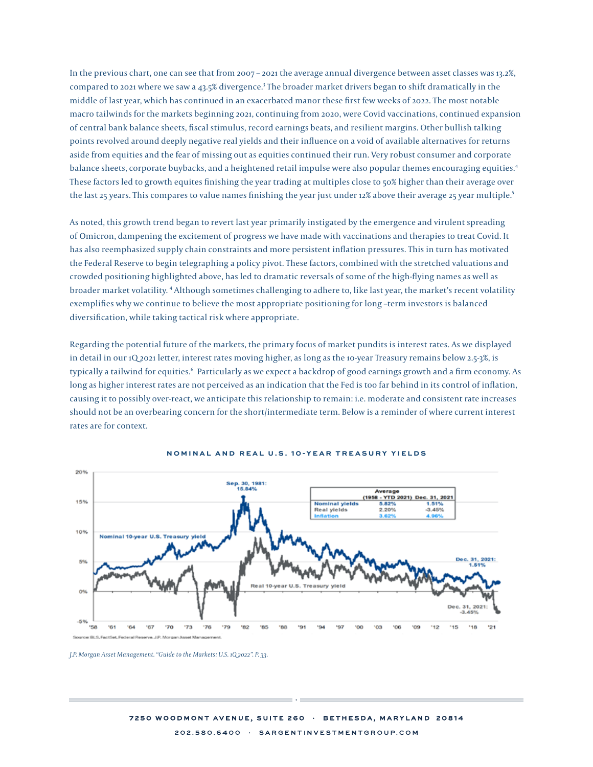In the previous chart, one can see that from 2007 – 2021 the average annual divergence between asset classes was 13.2%, compared to 2021 where we saw a 43.5% divergence.[3] The broader market drivers began to shift dramatically in the middle of last year, which has continued in an exacerbated manor these first few weeks of 2022. The most notable macro tailwinds for the markets beginning 2021, continuing from 2020, were Covid vaccinations, continued expansion of central bank balance sheets, fiscal stimulus, record earnings beats, and resilient margins. Other bullish talking points revolved around deeply negative real yields and their influence on a void of available alternatives for returns aside from equities and the fear of missing out as equities continued their run. Very robust consumer and corporate balance sheets, corporate buybacks, and a heightened retail impulse were also popular themes encouraging equities.[4] These factors led to growth equites finishing the year trading at multiples close to 50% higher than their average over the last 25 years. This compares to value names finishing the year just under 12% above their average 25 year multiple.[5]

As noted, this growth trend began to revert last year primarily instigated by the emergence and virulent spreading of Omicron, dampening the excitement of progress we have made with vaccinations and therapies to treat Covid. It has also reemphasized supply chain constraints and more persistent inflation pressures. This in turn has motivated the Federal Reserve to begin telegraphing a policy pivot. These factors, combined with the stretched valuations and crowded positioning highlighted above, has led to dramatic reversals of some of the high-flying names as well as broader market volatility. [4] Although sometimes challenging to adhere to, like last year, the market's recent volatility exemplifies why we continue to believe the most appropriate positioning for long –term investors is balanced diversification, while taking tactical risk where appropriate.

Regarding the potential future of the markets, the primary focus of market pundits is interest rates. As we displayed in detail in our 1Q2021 letter, interest rates moving higher, as long as the 10-year Treasury remains below 2.5-3%, is typically a tailwind for equities.[6] Particularly as we expect a backdrop of good earnings growth and a firm economy. As long as higher interest rates are not perceived as an indication that the Fed is too far behind in its control of inflation, causing it to possibly over-react, we anticipate this relationship to remain: i.e. moderate and consistent rate increases should not be an overbearing concern for the short/intermediate term. Below is a reminder of where current interest rates are for context.

**NOMINAL AND REAL U.S. 10-YEAR TREASURY YIELDS**

20%
15%
10%
5%
0%
-5%

Sep. 30, 1981: 15.84%

Nominal 10-year U.S. Treasury yield

Real 10-year U.S. Treasury yield

Dec. 31, 2021: 1.51%

Dec. 31, 2021: -3.45%

| | Average (1958 - YTD 2021) | Dec. 31, 2021 |
|---|---|---|
| Nominal yields | 5.82% | 1.51% |
| Real yields | 2.20% | -3.45% |
| Inflation | 3.62% | 4.96% |

'58 '61 '64 '67 '70 '73 '76 '79 '82 '85 '88 '91 '94 '97 '00 '03 '06 '09 '12 '15 '18 '21

Source: BLS, FactSet, Federal Reserve, J.P. Morgan Asset Management.

*J.P. Morgan Asset Management. "Guide to the Markets: U.S. 1Q2022". P. 33.*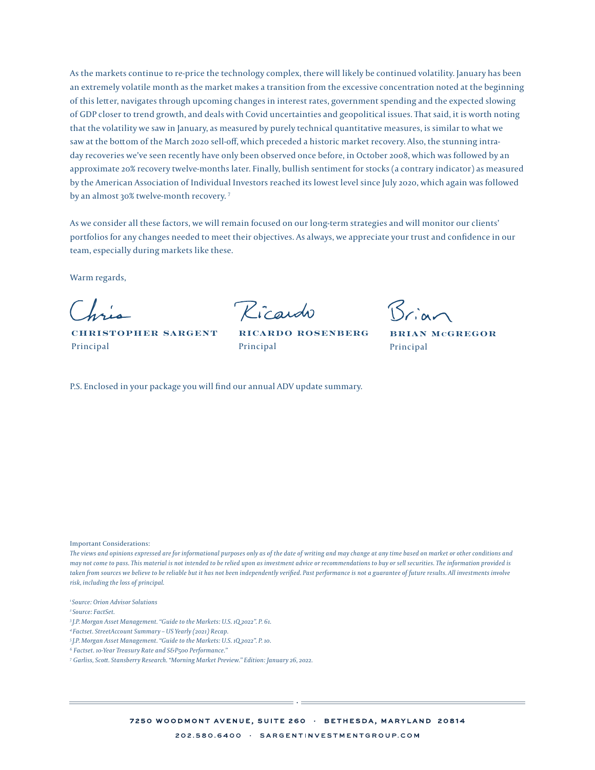As the markets continue to re-price the technology complex, there will likely be continued volatility. January has been an extremely volatile month as the market makes a transition from the excessive concentration noted at the beginning of this letter, navigates through upcoming changes in interest rates, government spending and the expected slowing of GDP closer to trend growth, and deals with Covid uncertainties and geopolitical issues. That said, it is worth noting that the volatility we saw in January, as measured by purely technical quantitative measures, is similar to what we saw at the bottom of the March 2020 sell-off, which preceded a historic market recovery. Also, the stunning intra-day recoveries we've seen recently have only been observed once before, in October 2008, which was followed by an approximate 20% recovery twelve-months later. Finally, bullish sentiment for stocks (a contrary indicator) as measured by the American Association of Individual Investors reached its lowest level since July 2020, which again was followed by an almost 30% twelve-month recovery. [7]

As we consider all these factors, we will remain focused on our long-term strategies and will monitor our clients' portfolios for any changes needed to meet their objectives. As always, we appreciate your trust and confidence in our team, especially during markets like these.

Warm regards,

Chris
**CHRISTOPHER SARGENT**
Principal

Ricardo
**RICARDO ROSENBERG**
Principal

Brian
**BRIAN McGREGOR**
Principal

P.S. Enclosed in your package you will find our annual ADV update summary.

Important Considerations:

*The views and opinions expressed are for informational purposes only as of the date of writing and may change at any time based on market or other conditions and may not come to pass. This material is not intended to be relied upon as investment advice or recommendations to buy or sell securities. The information provided is taken from sources we believe to be reliable but it has not been independently verified. Past performance is not a guarantee of future results. All investments involve risk, including the loss of principal.*

[1] *Source: Orion Advisor Solutions*

[2] *Source: FactSet.*

[3] *J.P. Morgan Asset Management. "Guide to the Markets: U.S. 1Q 2022". P. 61.*

[4] *Factset. StreetAccount Summary – US Yearly (2021) Recap.*

[5] *J.P. Morgan Asset Management. "Guide to the Markets: U.S. 1Q 2022". P. 10.*

[6] *Factset. 10-Year Treasury Rate and S&P500 Performance."*

[7] *Garliss, Scott. Stansberry Research. "Morning Market Preview." Edition: January 26, 2022.*

7250 WOODMONT AVENUE, SUITE 260 · BETHESDA, MARYLAND 20814

202.580.6400 · SARGENTINVESTMENTGROUP.COM